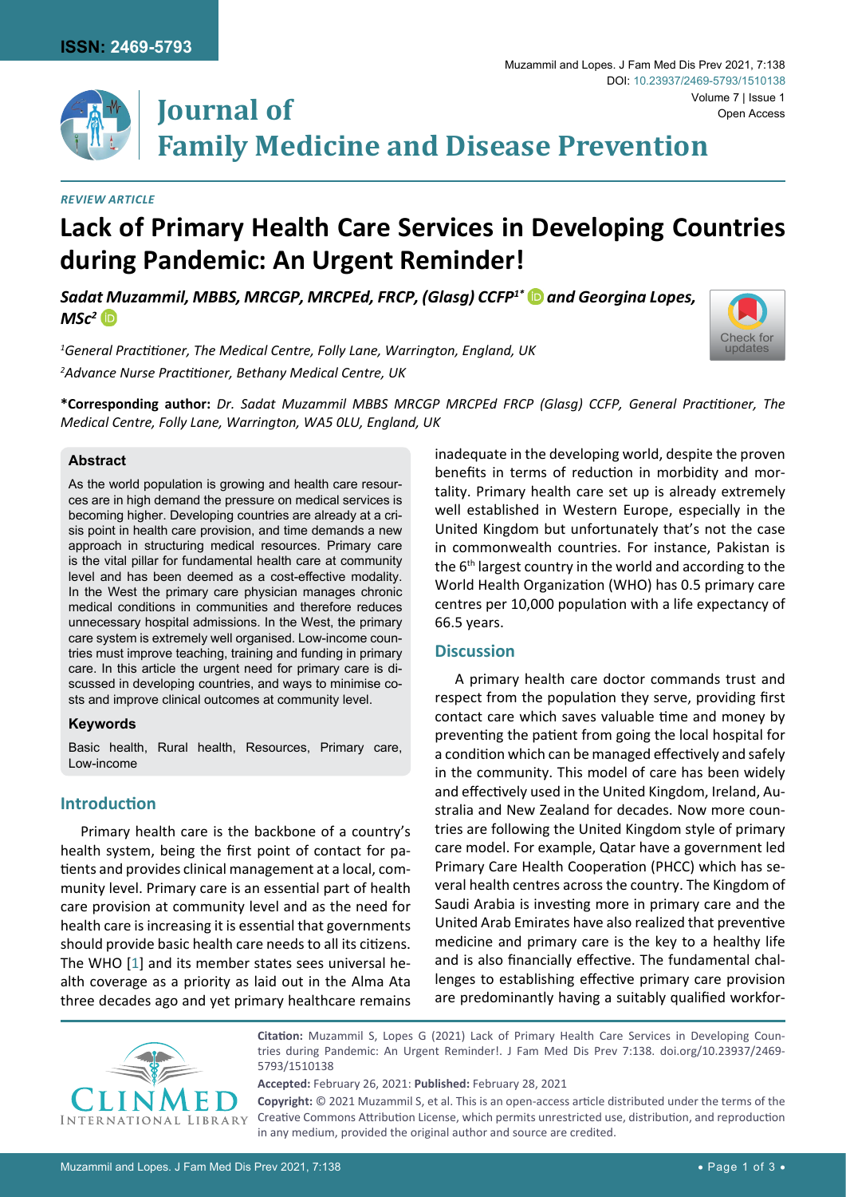*REVIEW ARTICLE*

# Lack of Primary Health Care Services in Developing Countries during Pandemic: An Urgent Reminder!

***Sadat Muzammil, MBBS, MRCGP, MRCPEd, FRCP, (Glasg) CCFP[1*] and Georgina Lopes, MSc[2]***

*[1]General Practitioner, The Medical Centre, Folly Lane, Warrington, England, UK*

*[2]Advance Nurse Practitioner, Bethany Medical Centre, UK*

**\*Corresponding author:** *Dr. Sadat Muzammil MBBS MRCGP MRCPEd FRCP (Glasg) CCFP, General Practitioner, The Medical Centre, Folly Lane, Warrington, WA5 0LU, England, UK*

### Abstract

As the world population is growing and health care resources are in high demand the pressure on medical services is becoming higher. Developing countries are already at a crisis point in health care provision, and time demands a new approach in structuring medical resources. Primary care is the vital pillar for fundamental health care at community level and has been deemed as a cost-effective modality. In the West the primary care physician manages chronic medical conditions in communities and therefore reduces unnecessary hospital admissions. In the West, the primary care system is extremely well organised. Low-income countries must improve teaching, training and funding in primary care. In this article the urgent need for primary care is discussed in developing countries, and ways to minimise costs and improve clinical outcomes at community level.

### Keywords

Basic health, Rural health, Resources, Primary care, Low-income

## Introduction

Primary health care is the backbone of a country's health system, being the first point of contact for patients and provides clinical management at a local, community level. Primary care is an essential part of health care provision at community level and as the need for health care is increasing it is essential that governments should provide basic health care needs to all its citizens. The WHO [1] and its member states sees universal health coverage as a priority as laid out in the Alma Ata three decades ago and yet primary healthcare remains inadequate in the developing world, despite the proven benefits in terms of reduction in morbidity and mortality. Primary health care set up is already extremely well established in Western Europe, especially in the United Kingdom but unfortunately that's not the case in commonwealth countries. For instance, Pakistan is the 6th largest country in the world and according to the World Health Organization (WHO) has 0.5 primary care centres per 10,000 population with a life expectancy of 66.5 years.

## Discussion

A primary health care doctor commands trust and respect from the population they serve, providing first contact care which saves valuable time and money by preventing the patient from going the local hospital for a condition which can be managed effectively and safely in the community. This model of care has been widely and effectively used in the United Kingdom, Ireland, Australia and New Zealand for decades. Now more countries are following the United Kingdom style of primary care model. For example, Qatar have a government led Primary Care Health Cooperation (PHCC) which has several health centres across the country. The Kingdom of Saudi Arabia is investing more in primary care and the United Arab Emirates have also realized that preventive medicine and primary care is the key to a healthy life and is also financially effective. The fundamental challenges to establishing effective primary care provision are predominantly having a suitably qualified workfor-

**Citation:** Muzammil S, Lopes G (2021) Lack of Primary Health Care Services in Developing Countries during Pandemic: An Urgent Reminder!. J Fam Med Dis Prev 7:138. doi.org/10.23937/2469-5793/1510138

**Accepted:** February 26, 2021: **Published:** February 28, 2021

**Copyright:** © 2021 Muzammil S, et al. This is an open-access article distributed under the terms of the Creative Commons Attribution License, which permits unrestricted use, distribution, and reproduction in any medium, provided the original author and source are credited.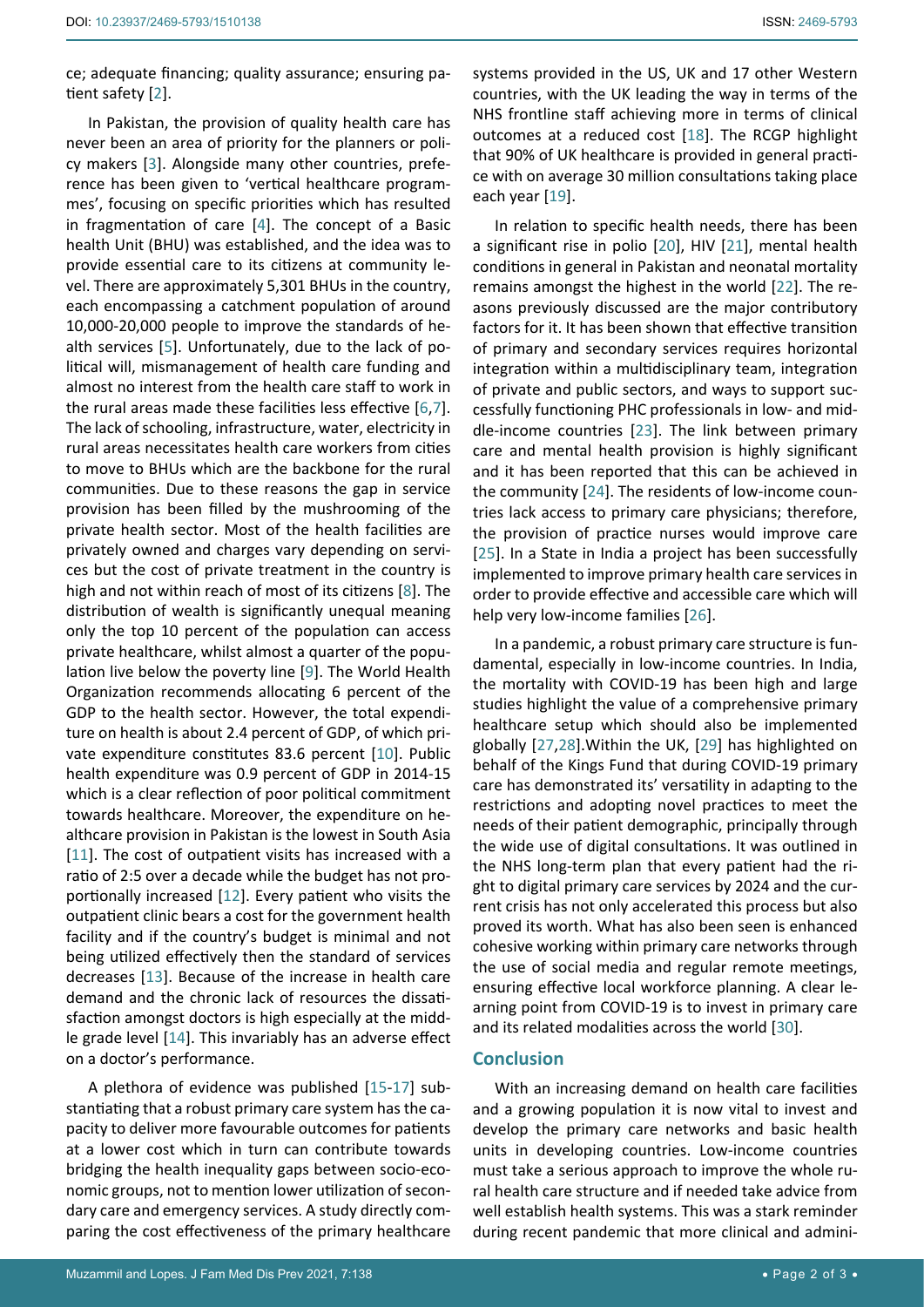ce; adequate financing; quality assurance; ensuring patient safety [2].

In Pakistan, the provision of quality health care has never been an area of priority for the planners or policy makers [3]. Alongside many other countries, preference has been given to 'vertical healthcare programmes', focusing on specific priorities which has resulted in fragmentation of care [4]. The concept of a Basic health Unit (BHU) was established, and the idea was to provide essential care to its citizens at community level. There are approximately 5,301 BHUs in the country, each encompassing a catchment population of around 10,000-20,000 people to improve the standards of health services [5]. Unfortunately, due to the lack of political will, mismanagement of health care funding and almost no interest from the health care staff to work in the rural areas made these facilities less effective [6,7]. The lack of schooling, infrastructure, water, electricity in rural areas necessitates health care workers from cities to move to BHUs which are the backbone for the rural communities. Due to these reasons the gap in service provision has been filled by the mushrooming of the private health sector. Most of the health facilities are privately owned and charges vary depending on services but the cost of private treatment in the country is high and not within reach of most of its citizens [8]. The distribution of wealth is significantly unequal meaning only the top 10 percent of the population can access private healthcare, whilst almost a quarter of the population live below the poverty line [9]. The World Health Organization recommends allocating 6 percent of the GDP to the health sector. However, the total expenditure on health is about 2.4 percent of GDP, of which private expenditure constitutes 83.6 percent [10]. Public health expenditure was 0.9 percent of GDP in 2014-15 which is a clear reflection of poor political commitment towards healthcare. Moreover, the expenditure on healthcare provision in Pakistan is the lowest in South Asia [11]. The cost of outpatient visits has increased with a ratio of 2:5 over a decade while the budget has not proportionally increased [12]. Every patient who visits the outpatient clinic bears a cost for the government health facility and if the country's budget is minimal and not being utilized effectively then the standard of services decreases [13]. Because of the increase in health care demand and the chronic lack of resources the dissatisfaction amongst doctors is high especially at the middle grade level [14]. This invariably has an adverse effect on a doctor's performance.

A plethora of evidence was published [15-17] substantiating that a robust primary care system has the capacity to deliver more favourable outcomes for patients at a lower cost which in turn can contribute towards bridging the health inequality gaps between socio-economic groups, not to mention lower utilization of secondary care and emergency services. A study directly comparing the cost effectiveness of the primary healthcare systems provided in the US, UK and 17 other Western countries, with the UK leading the way in terms of the NHS frontline staff achieving more in terms of clinical outcomes at a reduced cost [18]. The RCGP highlight that 90% of UK healthcare is provided in general practice with on average 30 million consultations taking place each year [19].

In relation to specific health needs, there has been a significant rise in polio [20], HIV [21], mental health conditions in general in Pakistan and neonatal mortality remains amongst the highest in the world [22]. The reasons previously discussed are the major contributory factors for it. It has been shown that effective transition of primary and secondary services requires horizontal integration within a multidisciplinary team, integration of private and public sectors, and ways to support successfully functioning PHC professionals in low- and middle-income countries [23]. The link between primary care and mental health provision is highly significant and it has been reported that this can be achieved in the community [24]. The residents of low-income countries lack access to primary care physicians; therefore, the provision of practice nurses would improve care [25]. In a State in India a project has been successfully implemented to improve primary health care services in order to provide effective and accessible care which will help very low-income families [26].

In a pandemic, a robust primary care structure is fundamental, especially in low-income countries. In India, the mortality with COVID-19 has been high and large studies highlight the value of a comprehensive primary healthcare setup which should also be implemented globally [27,28].Within the UK, [29] has highlighted on behalf of the Kings Fund that during COVID-19 primary care has demonstrated its' versatility in adapting to the restrictions and adopting novel practices to meet the needs of their patient demographic, principally through the wide use of digital consultations. It was outlined in the NHS long-term plan that every patient had the right to digital primary care services by 2024 and the current crisis has not only accelerated this process but also proved its worth. What has also been seen is enhanced cohesive working within primary care networks through the use of social media and regular remote meetings, ensuring effective local workforce planning. A clear learning point from COVID-19 is to invest in primary care and its related modalities across the world [30].

## Conclusion

With an increasing demand on health care facilities and a growing population it is now vital to invest and develop the primary care networks and basic health units in developing countries. Low-income countries must take a serious approach to improve the whole rural health care structure and if needed take advice from well establish health systems. This was a stark reminder during recent pandemic that more clinical and admini-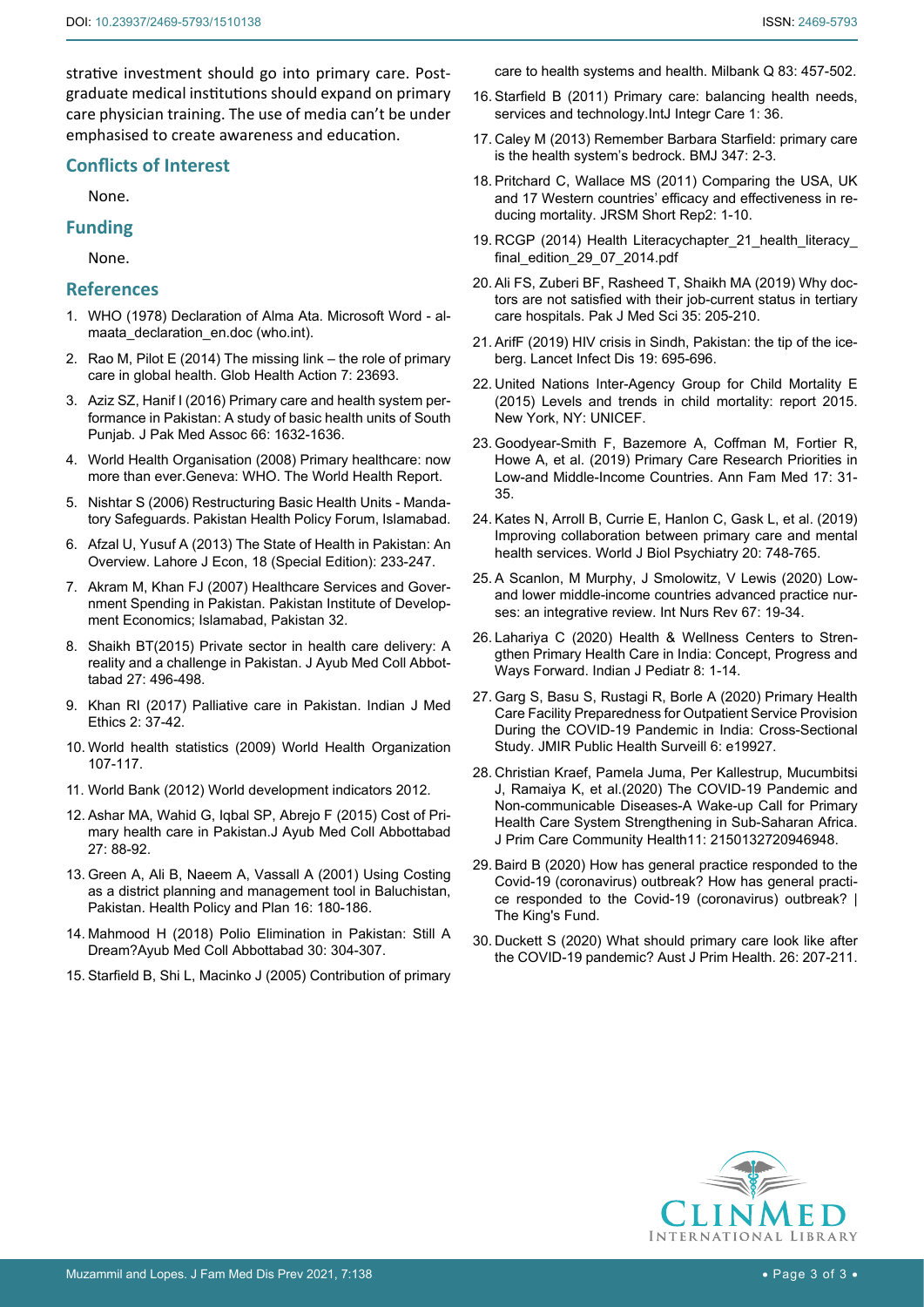strative investment should go into primary care. Postgraduate medical institutions should expand on primary care physician training. The use of media can't be under emphasised to create awareness and education.

## Conflicts of Interest

None.

## Funding

None.

## References

1. WHO (1978) Declaration of Alma Ata. Microsoft Word - almaata_declaration_en.doc (who.int).
2. Rao M, Pilot E (2014) The missing link – the role of primary care in global health. Glob Health Action 7: 23693.
3. Aziz SZ, Hanif I (2016) Primary care and health system performance in Pakistan: A study of basic health units of South Punjab. J Pak Med Assoc 66: 1632-1636.
4. World Health Organisation (2008) Primary healthcare: now more than ever.Geneva: WHO. The World Health Report.
5. Nishtar S (2006) Restructuring Basic Health Units - Mandatory Safeguards. Pakistan Health Policy Forum, Islamabad.
6. Afzal U, Yusuf A (2013) The State of Health in Pakistan: An Overview. Lahore J Econ, 18 (Special Edition): 233-247.
7. Akram M, Khan FJ (2007) Healthcare Services and Government Spending in Pakistan. Pakistan Institute of Development Economics; Islamabad, Pakistan 32.
8. Shaikh BT(2015) Private sector in health care delivery: A reality and a challenge in Pakistan. J Ayub Med Coll Abbottabad 27: 496-498.
9. Khan RI (2017) Palliative care in Pakistan. Indian J Med Ethics 2: 37-42.
10. World health statistics (2009) World Health Organization 107-117.
11. World Bank (2012) World development indicators 2012.
12. Ashar MA, Wahid G, Iqbal SP, Abrejo F (2015) Cost of Primary health care in Pakistan.J Ayub Med Coll Abbottabad 27: 88-92.
13. Green A, Ali B, Naeem A, Vassall A (2001) Using Costing as a district planning and management tool in Baluchistan, Pakistan. Health Policy and Plan 16: 180-186.
14. Mahmood H (2018) Polio Elimination in Pakistan: Still A Dream?Ayub Med Coll Abbottabad 30: 304-307.
15. Starfield B, Shi L, Macinko J (2005) Contribution of primary care to health systems and health. Milbank Q 83: 457-502.
16. Starfield B (2011) Primary care: balancing health needs, services and technology.IntJ Integr Care 1: 36.
17. Caley M (2013) Remember Barbara Starfield: primary care is the health system's bedrock. BMJ 347: 2-3.
18. Pritchard C, Wallace MS (2011) Comparing the USA, UK and 17 Western countries' efficacy and effectiveness in reducing mortality. JRSM Short Rep2: 1-10.
19. RCGP (2014) Health Literacychapter_21_health_literacy_final_edition_29_07_2014.pdf
20. Ali FS, Zuberi BF, Rasheed T, Shaikh MA (2019) Why doctors are not satisfied with their job-current status in tertiary care hospitals. Pak J Med Sci 35: 205-210.
21. ArifF (2019) HIV crisis in Sindh, Pakistan: the tip of the iceberg. Lancet Infect Dis 19: 695-696.
22. United Nations Inter-Agency Group for Child Mortality E (2015) Levels and trends in child mortality: report 2015. New York, NY: UNICEF.
23. Goodyear-Smith F, Bazemore A, Coffman M, Fortier R, Howe A, et al. (2019) Primary Care Research Priorities in Low-and Middle-Income Countries. Ann Fam Med 17: 31-35.
24. Kates N, Arroll B, Currie E, Hanlon C, Gask L, et al. (2019) Improving collaboration between primary care and mental health services. World J Biol Psychiatry 20: 748-765.
25. A Scanlon, M Murphy, J Smolowitz, V Lewis (2020) Low- and lower middle-income countries advanced practice nurses: an integrative review. Int Nurs Rev 67: 19-34.
26. Lahariya C (2020) Health & Wellness Centers to Strengthen Primary Health Care in India: Concept, Progress and Ways Forward. Indian J Pediatr 8: 1-14.
27. Garg S, Basu S, Rustagi R, Borle A (2020) Primary Health Care Facility Preparedness for Outpatient Service Provision During the COVID-19 Pandemic in India: Cross-Sectional Study. JMIR Public Health Surveill 6: e19927.
28. Christian Kraef, Pamela Juma, Per Kallestrup, Mucumbitsi J, Ramaiya K, et al.(2020) The COVID-19 Pandemic and Non-communicable Diseases-A Wake-up Call for Primary Health Care System Strengthening in Sub-Saharan Africa. J Prim Care Community Health11: 2150132720946948.
29. Baird B (2020) How has general practice responded to the Covid-19 (coronavirus) outbreak? How has general practice responded to the Covid-19 (coronavirus) outbreak? | The King's Fund.
30. Duckett S (2020) What should primary care look like after the COVID-19 pandemic? Aust J Prim Health. 26: 207-211.